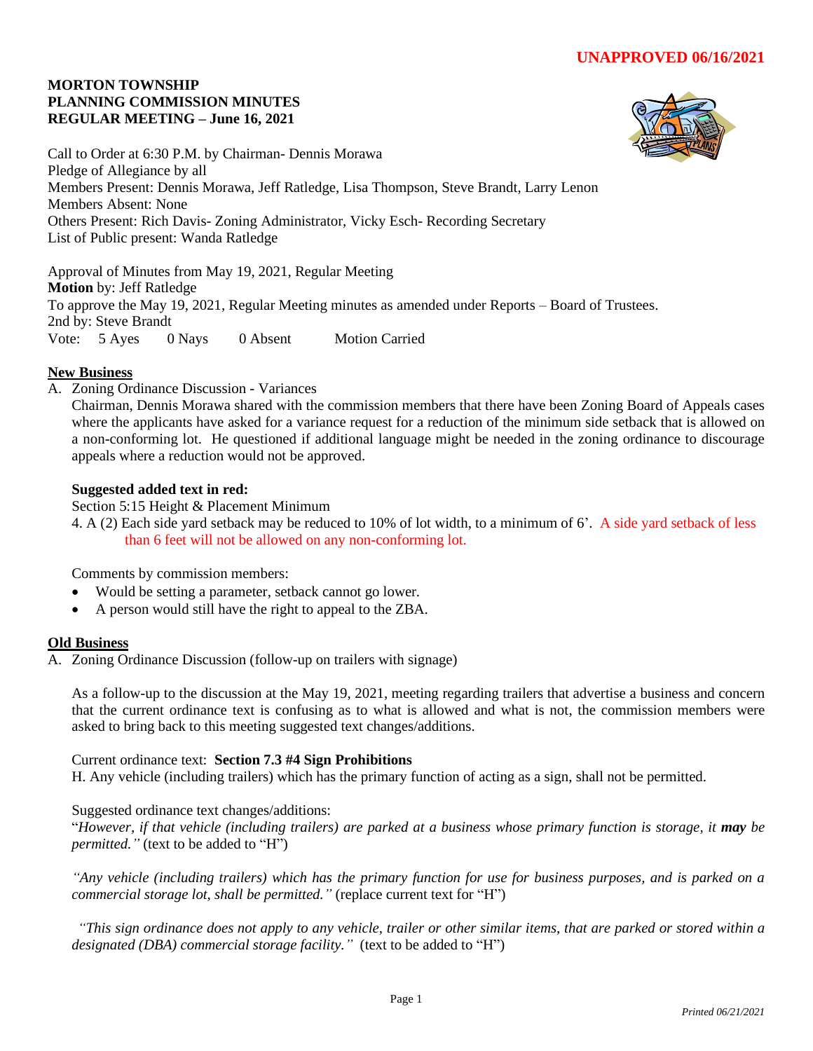**UNAPPROVED 06/16/2021**

# MORTON TOWNSHIP
# PLANNING COMMISSION MINUTES
# REGULAR MEETING – June 16, 2021

Call to Order at 6:30 P.M. by Chairman- Dennis Morawa
Pledge of Allegiance by all
Members Present: Dennis Morawa, Jeff Ratledge, Lisa Thompson, Steve Brandt, Larry Lenon
Members Absent: None
Others Present: Rich Davis- Zoning Administrator, Vicky Esch- Recording Secretary
List of Public present: Wanda Ratledge

Approval of Minutes from May 19, 2021, Regular Meeting
**Motion** by: Jeff Ratledge
To approve the May 19, 2021, Regular Meeting minutes as amended under Reports – Board of Trustees.
2nd by: Steve Brandt
Vote: 5 Ayes 0 Nays 0 Absent Motion Carried

## New Business

A. Zoning Ordinance Discussion - Variances

Chairman, Dennis Morawa shared with the commission members that there have been Zoning Board of Appeals cases where the applicants have asked for a variance request for a reduction of the minimum side setback that is allowed on a non-conforming lot. He questioned if additional language might be needed in the zoning ordinance to discourage appeals where a reduction would not be approved.

**Suggested added text in red:**

Section 5:15 Height & Placement Minimum

4. A (2) Each side yard setback may be reduced to 10% of lot width, to a minimum of 6'. A side yard setback of less than 6 feet will not be allowed on any non-conforming lot.

Comments by commission members:

- Would be setting a parameter, setback cannot go lower.
- A person would still have the right to appeal to the ZBA.

## Old Business

A. Zoning Ordinance Discussion (follow-up on trailers with signage)

As a follow-up to the discussion at the May 19, 2021, meeting regarding trailers that advertise a business and concern that the current ordinance text is confusing as to what is allowed and what is not, the commission members were asked to bring back to this meeting suggested text changes/additions.

Current ordinance text: **Section 7.3 #4 Sign Prohibitions**

H. Any vehicle (including trailers) which has the primary function of acting as a sign, shall not be permitted.

Suggested ordinance text changes/additions:

"*However, if that vehicle (including trailers) are parked at a business whose primary function is storage, it **may** be permitted."* (text to be added to "H")

*"Any vehicle (including trailers) which has the primary function for use for business purposes, and is parked on a commercial storage lot, shall be permitted."* (replace current text for "H")

*"This sign ordinance does not apply to any vehicle, trailer or other similar items, that are parked or stored within a designated (DBA) commercial storage facility."* (text to be added to "H")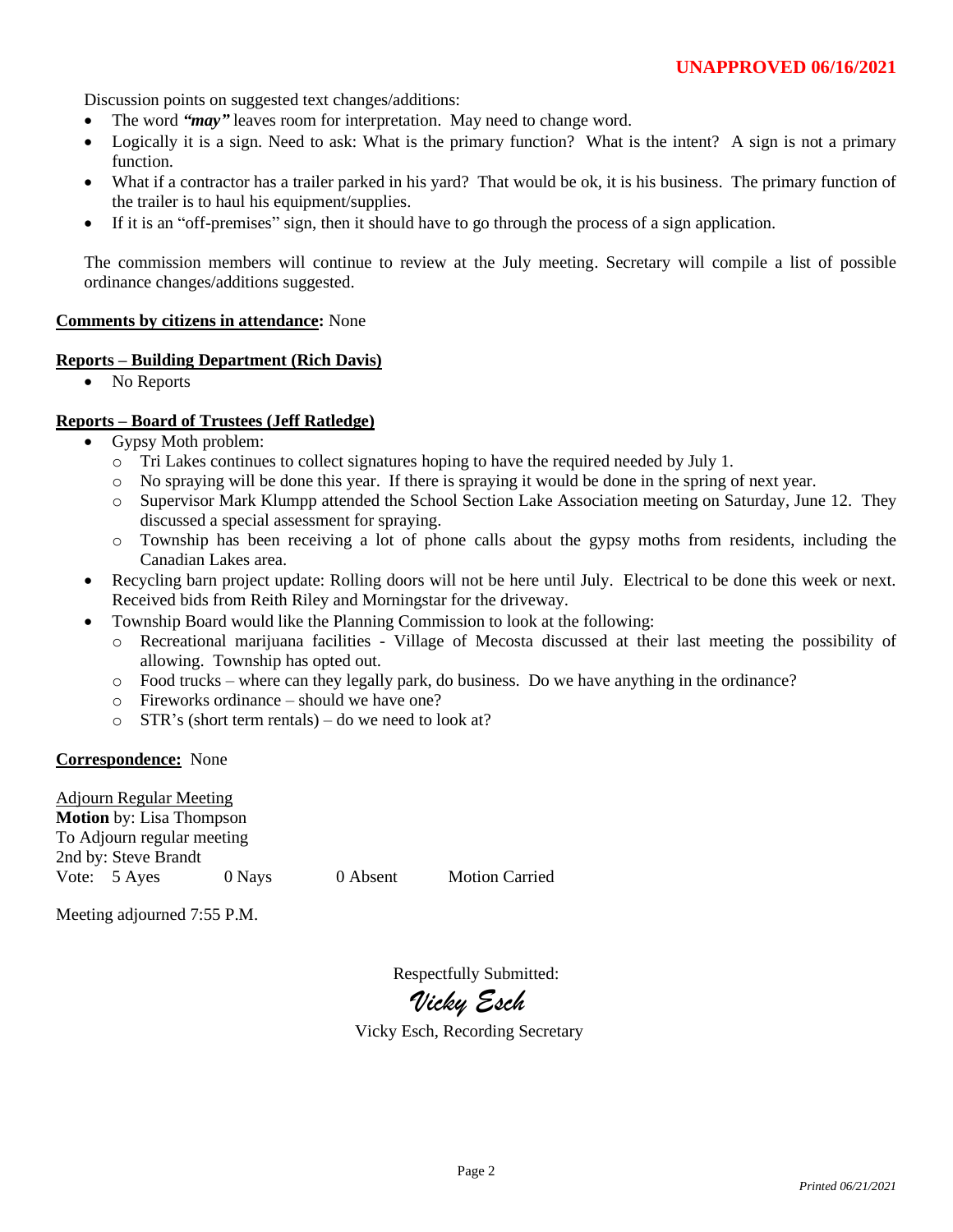**UNAPPROVED 06/16/2021**

Discussion points on suggested text changes/additions:

- The word ***"may"*** leaves room for interpretation. May need to change word.
- Logically it is a sign. Need to ask: What is the primary function? What is the intent? A sign is not a primary function.
- What if a contractor has a trailer parked in his yard? That would be ok, it is his business. The primary function of the trailer is to haul his equipment/supplies.
- If it is an "off-premises" sign, then it should have to go through the process of a sign application.

The commission members will continue to review at the July meeting. Secretary will compile a list of possible ordinance changes/additions suggested.

**Comments by citizens in attendance:** None

**Reports – Building Department (Rich Davis)**

- No Reports

**Reports – Board of Trustees (Jeff Ratledge)**

- Gypsy Moth problem:
  - Tri Lakes continues to collect signatures hoping to have the required needed by July 1.
  - No spraying will be done this year. If there is spraying it would be done in the spring of next year.
  - Supervisor Mark Klumpp attended the School Section Lake Association meeting on Saturday, June 12. They discussed a special assessment for spraying.
  - Township has been receiving a lot of phone calls about the gypsy moths from residents, including the Canadian Lakes area.
- Recycling barn project update: Rolling doors will not be here until July. Electrical to be done this week or next. Received bids from Reith Riley and Morningstar for the driveway.
- Township Board would like the Planning Commission to look at the following:
  - Recreational marijuana facilities - Village of Mecosta discussed at their last meeting the possibility of allowing. Township has opted out.
  - Food trucks – where can they legally park, do business. Do we have anything in the ordinance?
  - Fireworks ordinance – should we have one?
  - STR's (short term rentals) – do we need to look at?

**Correspondence:** None

Adjourn Regular Meeting
**Motion** by: Lisa Thompson
To Adjourn regular meeting
2nd by: Steve Brandt
Vote: 5 Ayes 0 Nays 0 Absent Motion Carried

Meeting adjourned 7:55 P.M.

Respectfully Submitted:

*Vicky Esch*

Vicky Esch, Recording Secretary

*Printed 06/21/2021*